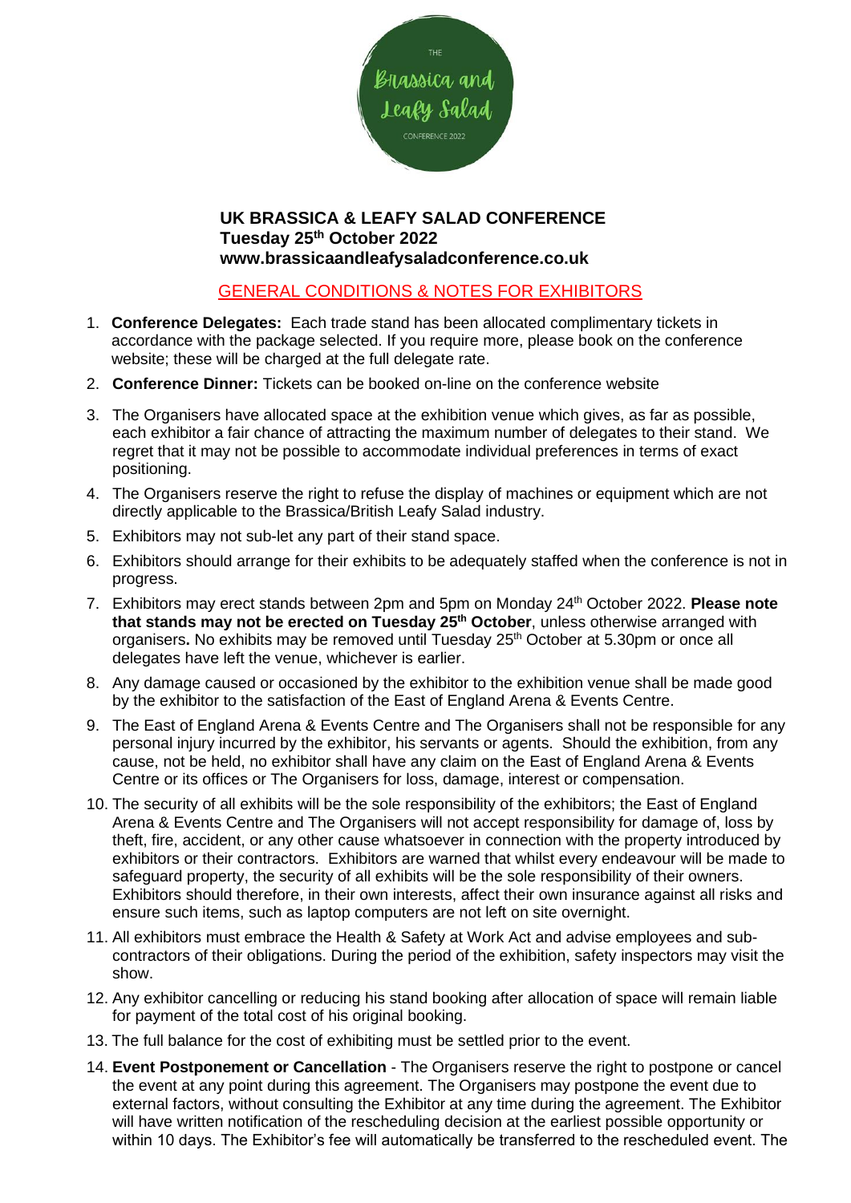THE Brassica and Leafy Salad CONFERENCE 2022

**UK BRASSICA & LEAFY SALAD CONFERENCE**
**Tuesday 25th October 2022**
**www.brassicaandleafysaladconference.co.uk**

## GENERAL CONDITIONS & NOTES FOR EXHIBITORS

1. **Conference Delegates:** Each trade stand has been allocated complimentary tickets in accordance with the package selected. If you require more, please book on the conference website; these will be charged at the full delegate rate.
2. **Conference Dinner:** Tickets can be booked on-line on the conference website
3. The Organisers have allocated space at the exhibition venue which gives, as far as possible, each exhibitor a fair chance of attracting the maximum number of delegates to their stand. We regret that it may not be possible to accommodate individual preferences in terms of exact positioning.
4. The Organisers reserve the right to refuse the display of machines or equipment which are not directly applicable to the Brassica/British Leafy Salad industry.
5. Exhibitors may not sub-let any part of their stand space.
6. Exhibitors should arrange for their exhibits to be adequately staffed when the conference is not in progress.
7. Exhibitors may erect stands between 2pm and 5pm on Monday 24th October 2022. **Please note that stands may not be erected on Tuesday 25th October**, unless otherwise arranged with organisers**.** No exhibits may be removed until Tuesday 25th October at 5.30pm or once all delegates have left the venue, whichever is earlier.
8. Any damage caused or occasioned by the exhibitor to the exhibition venue shall be made good by the exhibitor to the satisfaction of the East of England Arena & Events Centre.
9. The East of England Arena & Events Centre and The Organisers shall not be responsible for any personal injury incurred by the exhibitor, his servants or agents. Should the exhibition, from any cause, not be held, no exhibitor shall have any claim on the East of England Arena & Events Centre or its offices or The Organisers for loss, damage, interest or compensation.
10. The security of all exhibits will be the sole responsibility of the exhibitors; the East of England Arena & Events Centre and The Organisers will not accept responsibility for damage of, loss by theft, fire, accident, or any other cause whatsoever in connection with the property introduced by exhibitors or their contractors. Exhibitors are warned that whilst every endeavour will be made to safeguard property, the security of all exhibits will be the sole responsibility of their owners. Exhibitors should therefore, in their own interests, affect their own insurance against all risks and ensure such items, such as laptop computers are not left on site overnight.
11. All exhibitors must embrace the Health & Safety at Work Act and advise employees and sub-contractors of their obligations. During the period of the exhibition, safety inspectors may visit the show.
12. Any exhibitor cancelling or reducing his stand booking after allocation of space will remain liable for payment of the total cost of his original booking.
13. The full balance for the cost of exhibiting must be settled prior to the event.
14. **Event Postponement or Cancellation** - The Organisers reserve the right to postpone or cancel the event at any point during this agreement. The Organisers may postpone the event due to external factors, without consulting the Exhibitor at any time during the agreement. The Exhibitor will have written notification of the rescheduling decision at the earliest possible opportunity or within 10 days. The Exhibitor's fee will automatically be transferred to the rescheduled event. The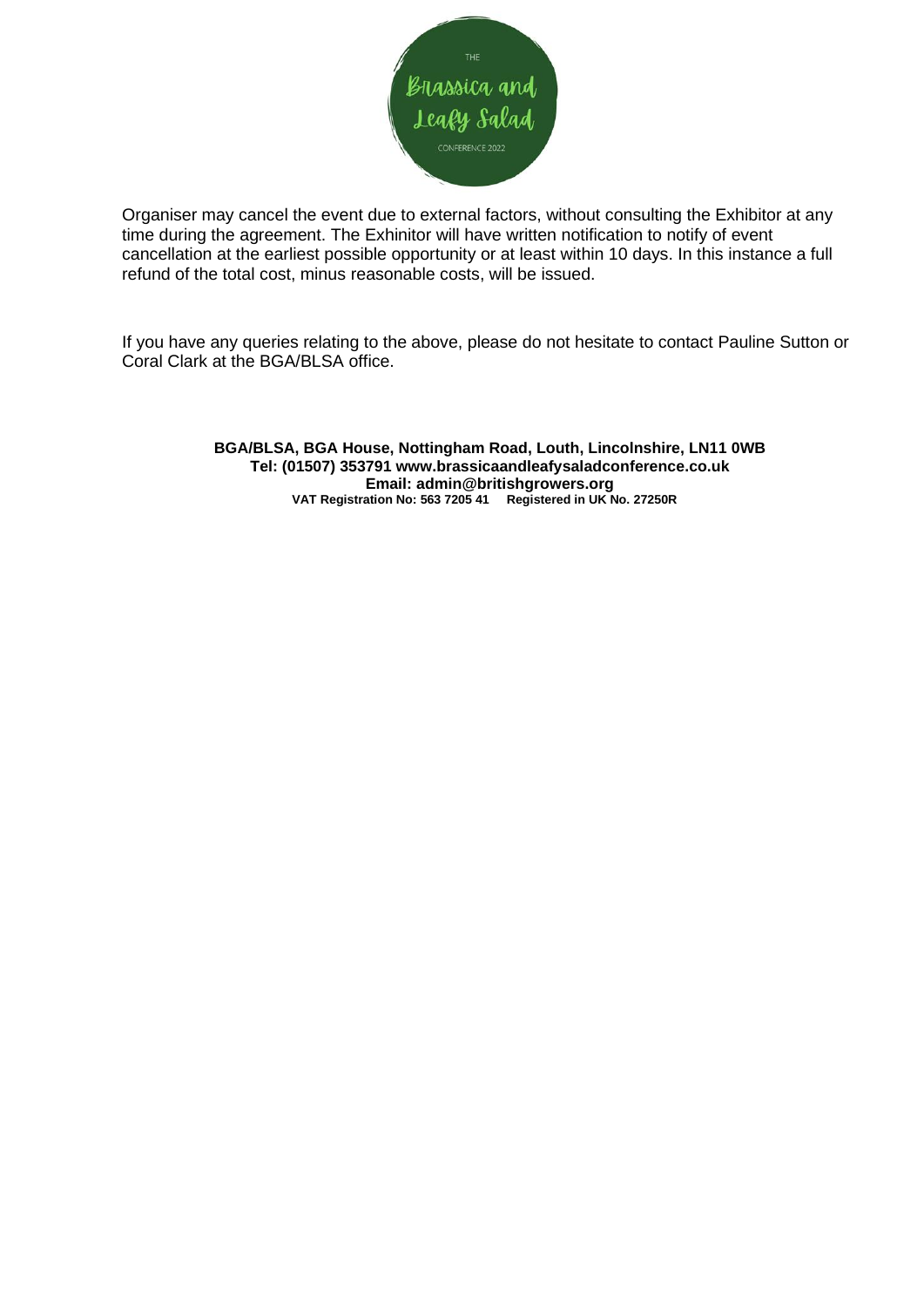Organiser may cancel the event due to external factors, without consulting the Exhibitor at any time during the agreement. The Exhinitor will have written notification to notify of event cancellation at the earliest possible opportunity or at least within 10 days. In this instance a full refund of the total cost, minus reasonable costs, will be issued.

If you have any queries relating to the above, please do not hesitate to contact Pauline Sutton or Coral Clark at the BGA/BLSA office.

**BGA/BLSA, BGA House, Nottingham Road, Louth, Lincolnshire, LN11 0WB**
**Tel: (01507) 353791 www.brassicaandleafysaladconference.co.uk**
**Email: admin@britishgrowers.org**
**VAT Registration No: 563 7205 41 Registered in UK No. 27250R**